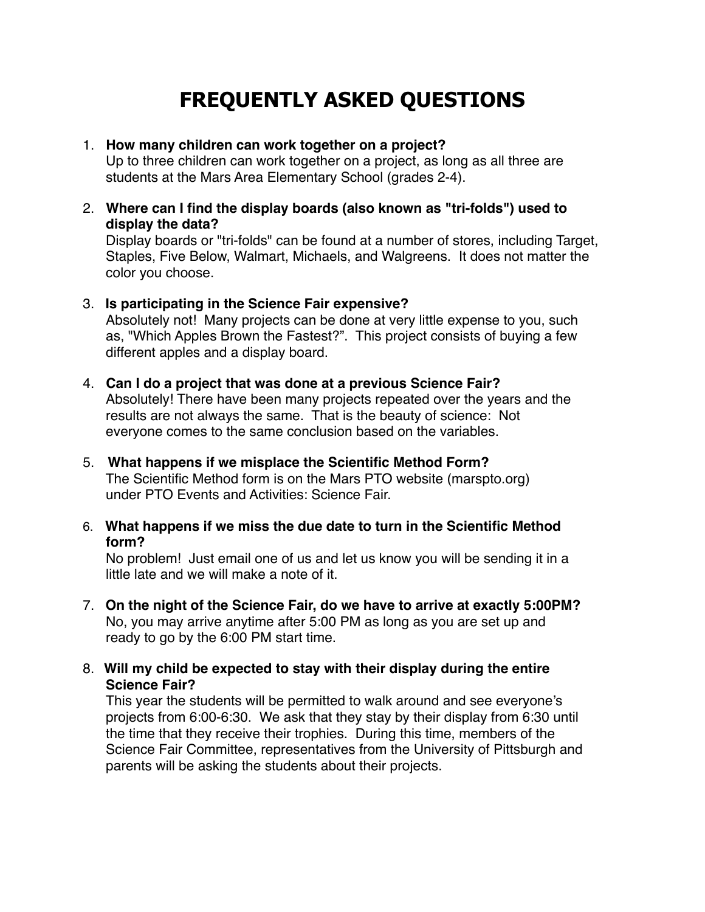# FREQUENTLY ASKED QUESTIONS

1. **How many children can work together on a project?**
   Up to three children can work together on a project, as long as all three are students at the Mars Area Elementary School (grades 2-4).

2. **Where can I find the display boards (also known as "tri-folds") used to display the data?**
   Display boards or "tri-folds" can be found at a number of stores, including Target, Staples, Five Below, Walmart, Michaels, and Walgreens. It does not matter the color you choose.

3. **Is participating in the Science Fair expensive?**
   Absolutely not! Many projects can be done at very little expense to you, such as, "Which Apples Brown the Fastest?". This project consists of buying a few different apples and a display board.

4. **Can I do a project that was done at a previous Science Fair?**
   Absolutely! There have been many projects repeated over the years and the results are not always the same. That is the beauty of science: Not everyone comes to the same conclusion based on the variables.

5. **What happens if we misplace the Scientific Method Form?**
   The Scientific Method form is on the Mars PTO website (marspto.org) under PTO Events and Activities: Science Fair.

6. **What happens if we miss the due date to turn in the Scientific Method form?**
   No problem! Just email one of us and let us know you will be sending it in a little late and we will make a note of it.

7. **On the night of the Science Fair, do we have to arrive at exactly 5:00PM?**
   No, you may arrive anytime after 5:00 PM as long as you are set up and ready to go by the 6:00 PM start time.

8. **Will my child be expected to stay with their display during the entire Science Fair?**
   This year the students will be permitted to walk around and see everyone's projects from 6:00-6:30. We ask that they stay by their display from 6:30 until the time that they receive their trophies. During this time, members of the Science Fair Committee, representatives from the University of Pittsburgh and parents will be asking the students about their projects.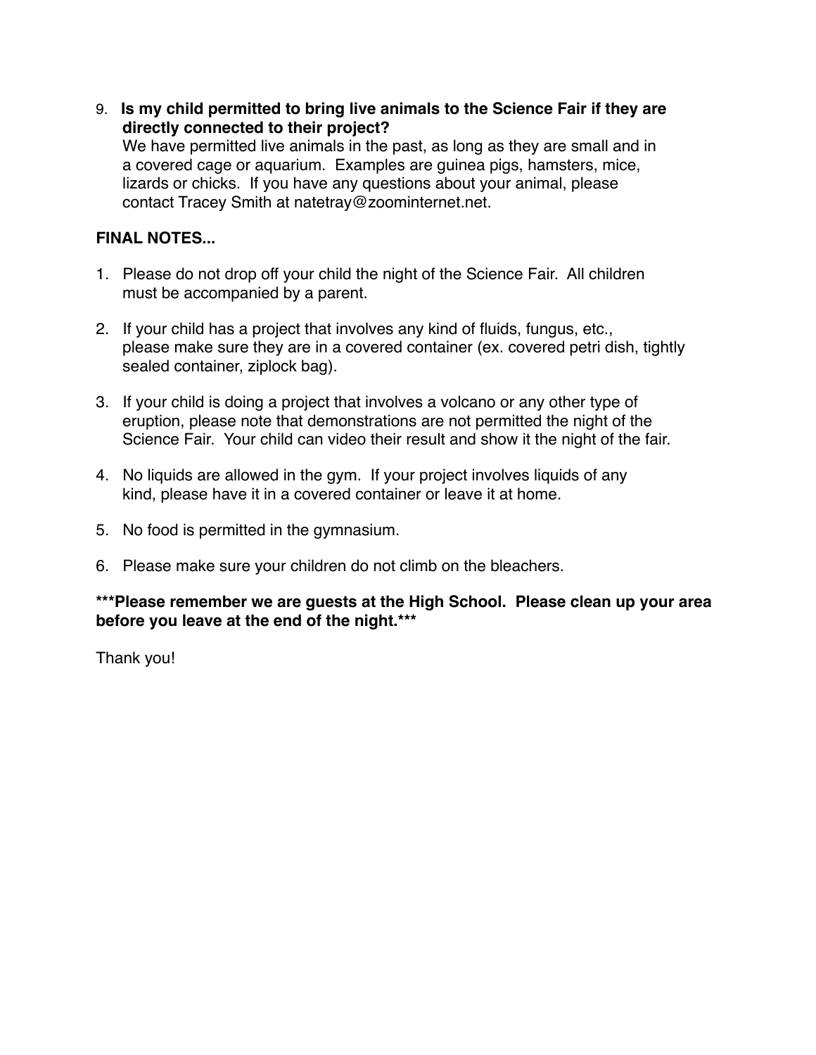9. **Is my child permitted to bring live animals to the Science Fair if they are directly connected to their project?**
   We have permitted live animals in the past, as long as they are small and in a covered cage or aquarium. Examples are guinea pigs, hamsters, mice, lizards or chicks. If you have any questions about your animal, please contact Tracey Smith at natetray@zoominternet.net.

**FINAL NOTES...**

1. Please do not drop off your child the night of the Science Fair. All children must be accompanied by a parent.

2. If your child has a project that involves any kind of fluids, fungus, etc., please make sure they are in a covered container (ex. covered petri dish, tightly sealed container, ziplock bag).

3. If your child is doing a project that involves a volcano or any other type of eruption, please note that demonstrations are not permitted the night of the Science Fair. Your child can video their result and show it the night of the fair.

4. No liquids are allowed in the gym. If your project involves liquids of any kind, please have it in a covered container or leave it at home.

5. No food is permitted in the gymnasium.

6. Please make sure your children do not climb on the bleachers.

*****Please remember we are guests at the High School. Please clean up your area before you leave at the end of the night.*****

Thank you!